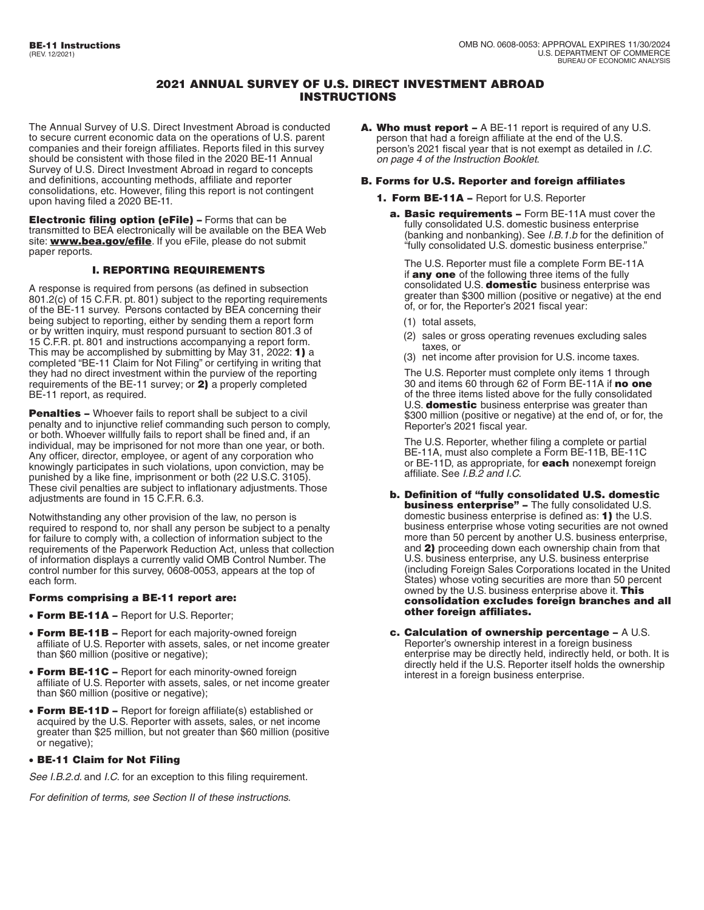BE-11 Instructions
(REV. 12/2021)

OMB NO. 0608-0053: APPROVAL EXPIRES 11/30/2024
U.S. DEPARTMENT OF COMMERCE
BUREAU OF ECONOMIC ANALYSIS

# 2021 ANNUAL SURVEY OF U.S. DIRECT INVESTMENT ABROAD INSTRUCTIONS

The Annual Survey of U.S. Direct Investment Abroad is conducted to secure current economic data on the operations of U.S. parent companies and their foreign affiliates. Reports filed in this survey should be consistent with those filed in the 2020 BE-11 Annual Survey of U.S. Direct Investment Abroad in regard to concepts and definitions, accounting methods, affiliate and reporter consolidations, etc. However, filing this report is not contingent upon having filed a 2020 BE-11.

**Electronic filing option (eFile) –** Forms that can be transmitted to BEA electronically will be available on the BEA Web site: **www.bea.gov/efile**. If you eFile, please do not submit paper reports.

## I. REPORTING REQUIREMENTS

A response is required from persons (as defined in subsection 801.2(c) of 15 C.F.R. pt. 801) subject to the reporting requirements of the BE-11 survey. Persons contacted by BEA concerning their being subject to reporting, either by sending them a report form or by written inquiry, must respond pursuant to section 801.3 of 15 C.F.R. pt. 801 and instructions accompanying a report form. This may be accomplished by submitting by May 31, 2022: **1)** a completed "BE-11 Claim for Not Filing" or certifying in writing that they had no direct investment within the purview of the reporting requirements of the BE-11 survey; or **2)** a properly completed BE-11 report, as required.

**Penalties –** Whoever fails to report shall be subject to a civil penalty and to injunctive relief commanding such person to comply, or both. Whoever willfully fails to report shall be fined and, if an individual, may be imprisoned for not more than one year, or both. Any officer, director, employee, or agent of any corporation who knowingly participates in such violations, upon conviction, may be punished by a like fine, imprisonment or both (22 U.S.C. 3105). These civil penalties are subject to inflationary adjustments. Those adjustments are found in 15 C.F.R. 6.3.

Notwithstanding any other provision of the law, no person is required to respond to, nor shall any person be subject to a penalty for failure to comply with, a collection of information subject to the requirements of the Paperwork Reduction Act, unless that collection of information displays a currently valid OMB Control Number. The control number for this survey, 0608-0053, appears at the top of each form.

### Forms comprising a BE-11 report are:

- **Form BE-11A –** Report for U.S. Reporter;
- **Form BE-11B –** Report for each majority-owned foreign affiliate of U.S. Reporter with assets, sales, or net income greater than $60 million (positive or negative);
- **Form BE-11C –** Report for each minority-owned foreign affiliate of U.S. Reporter with assets, sales, or net income greater than $60 million (positive or negative);
- **Form BE-11D –** Report for foreign affiliate(s) established or acquired by the U.S. Reporter with assets, sales, or net income greater than $25 million, but not greater than $60 million (positive or negative);
- **BE-11 Claim for Not Filing**

*See I.B.2.d.* and *I.C.* for an exception to this filing requirement.

*For definition of terms, see Section II of these instructions.*

**A. Who must report –** A BE-11 report is required of any U.S. person that had a foreign affiliate at the end of the U.S. person's 2021 fiscal year that is not exempt as detailed in *I.C. on page 4 of the Instruction Booklet*.

### B. Forms for U.S. Reporter and foreign affiliates

**1. Form BE-11A –** Report for U.S. Reporter

**a. Basic requirements –** Form BE-11A must cover the fully consolidated U.S. domestic business enterprise (banking and nonbanking). See *I.B.1.b* for the definition of "fully consolidated U.S. domestic business enterprise."

The U.S. Reporter must file a complete Form BE-11A if **any one** of the following three items of the fully consolidated U.S. **domestic** business enterprise was greater than $300 million (positive or negative) at the end of, or for, the Reporter's 2021 fiscal year:

(1) total assets,

(2) sales or gross operating revenues excluding sales taxes, or

(3) net income after provision for U.S. income taxes.

The U.S. Reporter must complete only items 1 through 30 and items 60 through 62 of Form BE-11A if **no one** of the three items listed above for the fully consolidated U.S. **domestic** business enterprise was greater than $300 million (positive or negative) at the end of, or for, the Reporter's 2021 fiscal year.

The U.S. Reporter, whether filing a complete or partial BE-11A, must also complete a Form BE-11B, BE-11C or BE-11D, as appropriate, for **each** nonexempt foreign affiliate. See *I.B.2 and I.C.*

**b. Definition of "fully consolidated U.S. domestic business enterprise" –** The fully consolidated U.S. domestic business enterprise is defined as: **1)** the U.S. business enterprise whose voting securities are not owned more than 50 percent by another U.S. business enterprise, and **2)** proceeding down each ownership chain from that U.S. business enterprise, any U.S. business enterprise (including Foreign Sales Corporations located in the United States) whose voting securities are more than 50 percent owned by the U.S. business enterprise above it. **This consolidation excludes foreign branches and all other foreign affiliates.**

**c. Calculation of ownership percentage –** A U.S. Reporter's ownership interest in a foreign business enterprise may be directly held, indirectly held, or both. It is directly held if the U.S. Reporter itself holds the ownership interest in a foreign business enterprise.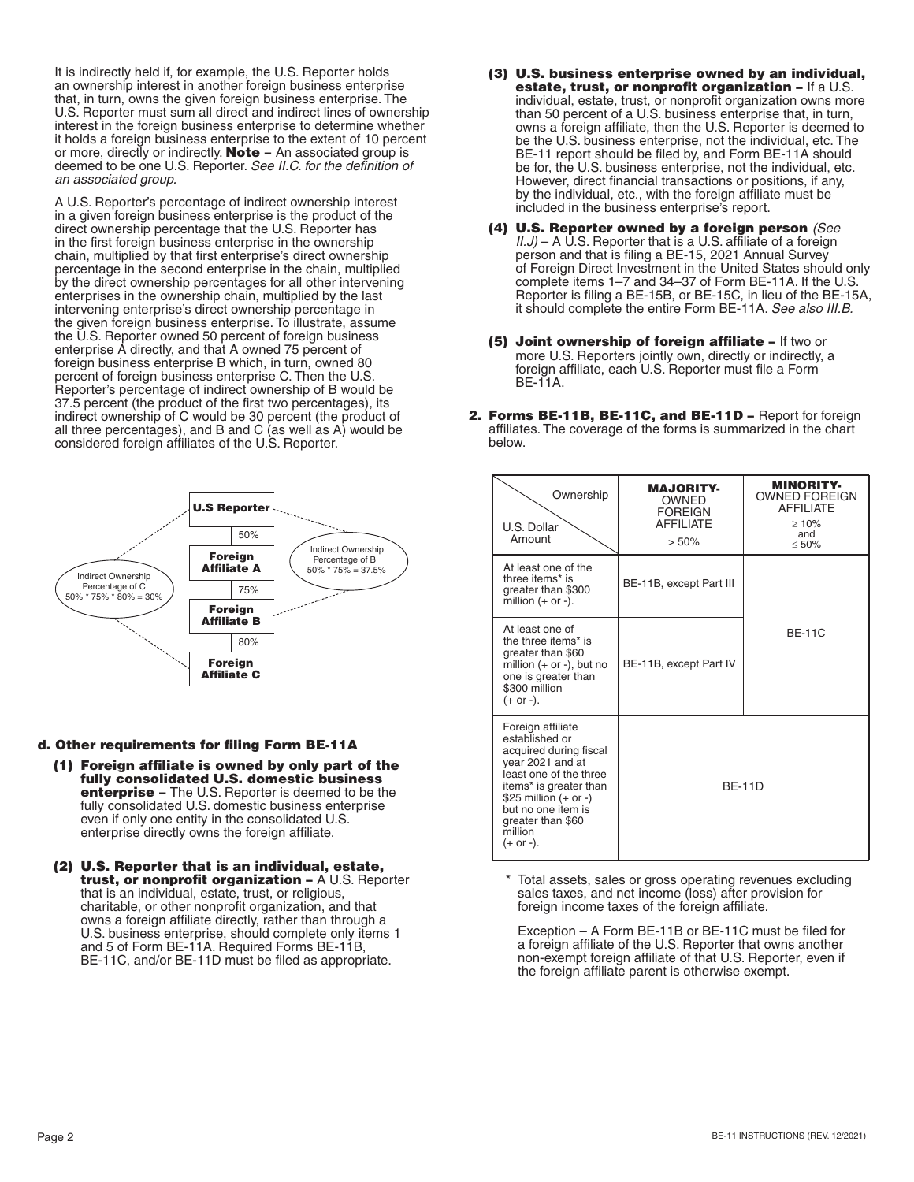It is indirectly held if, for example, the U.S. Reporter holds an ownership interest in another foreign business enterprise that, in turn, owns the given foreign business enterprise. The U.S. Reporter must sum all direct and indirect lines of ownership interest in the foreign business enterprise to determine whether it holds a foreign business enterprise to the extent of 10 percent or more, directly or indirectly. **Note –** An associated group is deemed to be one U.S. Reporter. *See II.C. for the definition of an associated group.*

A U.S. Reporter's percentage of indirect ownership interest in a given foreign business enterprise is the product of the direct ownership percentage that the U.S. Reporter has in the first foreign business enterprise in the ownership chain, multiplied by that first enterprise's direct ownership percentage in the second enterprise in the chain, multiplied by the direct ownership percentages for all other intervening enterprises in the ownership chain, multiplied by the last intervening enterprise's direct ownership percentage in the given foreign business enterprise. To illustrate, assume the U.S. Reporter owned 50 percent of foreign business enterprise A directly, and that A owned 75 percent of foreign business enterprise B which, in turn, owned 80 percent of foreign business enterprise C. Then the U.S. Reporter's percentage of indirect ownership of B would be 37.5 percent (the product of the first two percentages), its indirect ownership of C would be 30 percent (the product of all three percentages), and B and C (as well as A) would be considered foreign affiliates of the U.S. Reporter.

**U.S Reporter**
50%
**Foreign Affiliate A**
75%
**Foreign Affiliate B**
80%
**Foreign Affiliate C**

Indirect Ownership Percentage of B: 50% * 75% = 37.5%

Indirect Ownership Percentage of C: 50% * 75% * 80% = 30%

#### d. Other requirements for filing Form BE-11A

**(1) Foreign affiliate is owned by only part of the fully consolidated U.S. domestic business enterprise –** The U.S. Reporter is deemed to be the fully consolidated U.S. domestic business enterprise even if only one entity in the consolidated U.S. enterprise directly owns the foreign affiliate.

**(2) U.S. Reporter that is an individual, estate, trust, or nonprofit organization –** A U.S. Reporter that is an individual, estate, trust, or religious, charitable, or other nonprofit organization, and that owns a foreign affiliate directly, rather than through a U.S. business enterprise, should complete only items 1 and 5 of Form BE-11A. Required Forms BE-11B, BE-11C, and/or BE-11D must be filed as appropriate.

**(3) U.S. business enterprise owned by an individual, estate, trust, or nonprofit organization –** If a U.S. individual, estate, trust, or nonprofit organization owns more than 50 percent of a U.S. business enterprise that, in turn, owns a foreign affiliate, then the U.S. Reporter is deemed to be the U.S. business enterprise, not the individual, etc. The BE-11 report should be filed by, and Form BE-11A should be for, the U.S. business enterprise, not the individual, etc. However, direct financial transactions or positions, if any, by the individual, etc., with the foreign affiliate must be included in the business enterprise's report.

**(4) U.S. Reporter owned by a foreign person** *(See II.J)* – A U.S. Reporter that is a U.S. affiliate of a foreign person and that is filing a BE-15, 2021 Annual Survey of Foreign Direct Investment in the United States should only complete items 1–7 and 34–37 of Form BE-11A. If the U.S. Reporter is filing a BE-15B, or BE-15C, in lieu of the BE-15A, it should complete the entire Form BE-11A. *See also III.B.*

**(5) Joint ownership of foreign affiliate –** If two or more U.S. Reporters jointly own, directly or indirectly, a foreign affiliate, each U.S. Reporter must file a Form BE-11A.

**2. Forms BE-11B, BE-11C, and BE-11D –** Report for foreign affiliates. The coverage of the forms is summarized in the chart below.

| Ownership / U.S. Dollar Amount | **MAJORITY-** OWNED FOREIGN AFFILIATE > 50% | **MINORITY-** OWNED FOREIGN AFFILIATE ≥ 10% and ≤ 50% |
|---|---|---|
| At least one of the three items* is greater than $300 million (+ or -). | BE-11B, except Part III | BE-11C |
| At least one of the three items* is greater than $60 million (+ or -), but no one is greater than $300 million (+ or -). | BE-11B, except Part IV | BE-11C |
| Foreign affiliate established or acquired during fiscal year 2021 and at least one of the three items* is greater than $25 million (+ or -) but no one item is greater than $60 million (+ or -). | BE-11D | BE-11D |

\* Total assets, sales or gross operating revenues excluding sales taxes, and net income (loss) after provision for foreign income taxes of the foreign affiliate.

Exception – A Form BE-11B or BE-11C must be filed for a foreign affiliate of the U.S. Reporter that owns another non-exempt foreign affiliate of that U.S. Reporter, even if the foreign affiliate parent is otherwise exempt.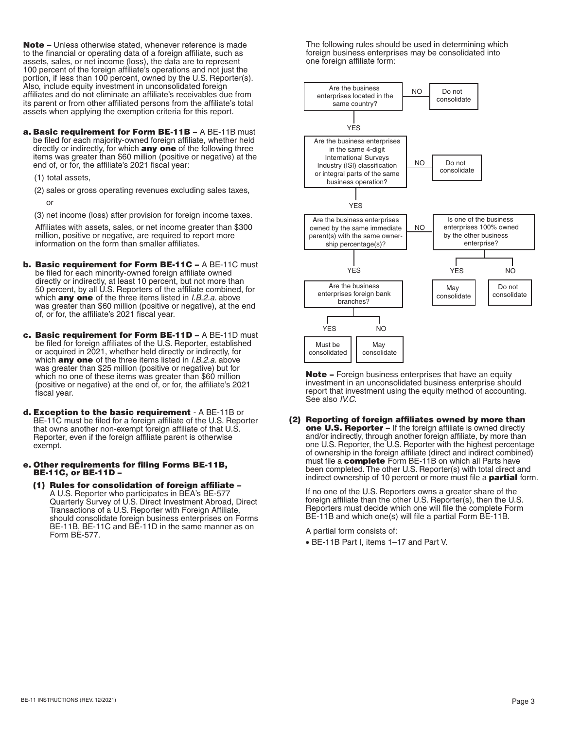**Note –** Unless otherwise stated, whenever reference is made to the financial or operating data of a foreign affiliate, such as assets, sales, or net income (loss), the data are to represent 100 percent of the foreign affiliate's operations and not just the portion, if less than 100 percent, owned by the U.S. Reporter(s). Also, include equity investment in unconsolidated foreign affiliates and do not eliminate an affiliate's receivables due from its parent or from other affiliated persons from the affiliate's total assets when applying the exemption criteria for this report.

**a. Basic requirement for Form BE-11B –** A BE-11B must be filed for each majority-owned foreign affiliate, whether held directly or indirectly, for which **any one** of the following three items was greater than $60 million (positive or negative) at the end of, or for, the affiliate's 2021 fiscal year:

(1) total assets,

(2) sales or gross operating revenues excluding sales taxes, or

(3) net income (loss) after provision for foreign income taxes.

Affiliates with assets, sales, or net income greater than $300 million, positive or negative, are required to report more information on the form than smaller affiliates.

**b. Basic requirement for Form BE-11C –** A BE-11C must be filed for each minority-owned foreign affiliate owned directly or indirectly, at least 10 percent, but not more than 50 percent, by all U.S. Reporters of the affiliate combined, for which **any one** of the three items listed in *I.B.2.a.* above was greater than $60 million (positive or negative), at the end of, or for, the affiliate's 2021 fiscal year.

**c. Basic requirement for Form BE-11D –** A BE-11D must be filed for foreign affiliates of the U.S. Reporter, established or acquired in 2021, whether held directly or indirectly, for which **any one** of the three items listed in *I.B.2.a.* above was greater than $25 million (positive or negative) but for which no one of these items was greater than $60 million (positive or negative) at the end of, or for, the affiliate's 2021 fiscal year.

**d. Exception to the basic requirement** - A BE-11B or BE-11C must be filed for a foreign affiliate of the U.S. Reporter that owns another non-exempt foreign affiliate of that U.S. Reporter, even if the foreign affiliate parent is otherwise exempt.

**e. Other requirements for filing Forms BE-11B, BE-11C, or BE-11D –**

**(1) Rules for consolidation of foreign affiliate –** A U.S. Reporter who participates in BEA's BE-577 Quarterly Survey of U.S. Direct Investment Abroad, Direct Transactions of a U.S. Reporter with Foreign Affiliate, should consolidate foreign business enterprises on Forms BE-11B, BE-11C and BE-11D in the same manner as on Form BE-577.

The following rules should be used in determining which foreign business enterprises may be consolidated into one foreign affiliate form:

- Are the business enterprises located in the same country?
  - NO → Do not consolidate
  - YES → Are the business enterprises in the same 4-digit International Surveys Industry (ISI) classification or integral parts of the same business operation?
    - NO → Do not consolidate
    - YES → Are the business enterprises owned by the same immediate parent(s) with the same ownership percentage(s)?
      - NO → Is one of the business enterprises 100% owned by the other business enterprise?
        - YES → May consolidate
        - NO → Do not consolidate
      - YES → Are the business enterprises foreign bank branches?
        - YES → Must be consolidated
        - NO → May consolidate

**Note –** Foreign business enterprises that have an equity investment in an unconsolidated business enterprise should report that investment using the equity method of accounting. See also *IV.C.*

**(2) Reporting of foreign affiliates owned by more than one U.S. Reporter –** If the foreign affiliate is owned directly and/or indirectly, through another foreign affiliate, by more than one U.S. Reporter, the U.S. Reporter with the highest percentage of ownership in the foreign affiliate (direct and indirect combined) must file a **complete** Form BE-11B on which all Parts have been completed. The other U.S. Reporter(s) with total direct and indirect ownership of 10 percent or more must file a **partial** form.

If no one of the U.S. Reporters owns a greater share of the foreign affiliate than the other U.S. Reporter(s), then the U.S. Reporters must decide which one will file the complete Form BE-11B and which one(s) will file a partial Form BE-11B.

A partial form consists of:

- BE-11B Part I, items 1–17 and Part V.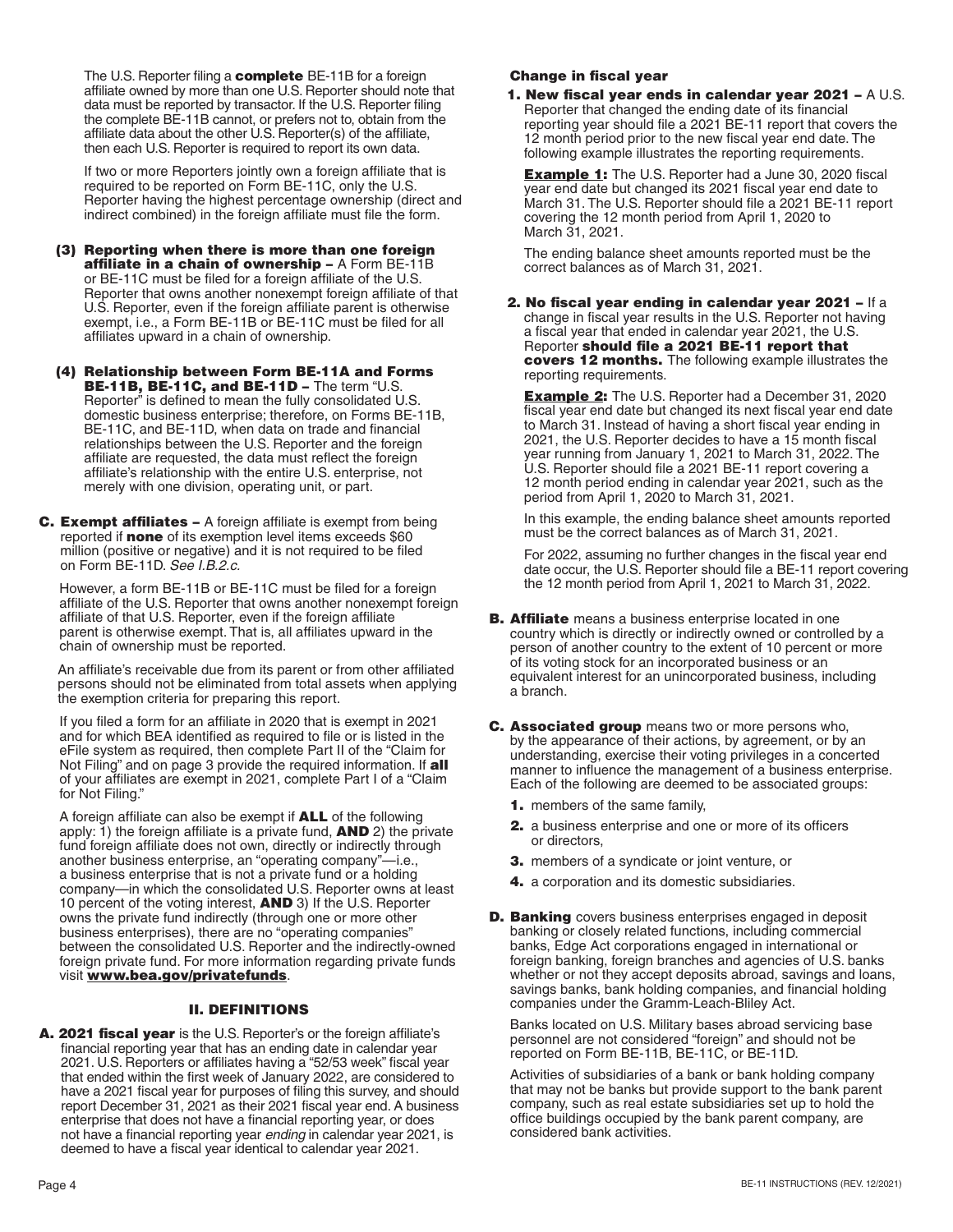The U.S. Reporter filing a **complete** BE-11B for a foreign affiliate owned by more than one U.S. Reporter should note that data must be reported by transactor. If the U.S. Reporter filing the complete BE-11B cannot, or prefers not to, obtain from the affiliate data about the other U.S. Reporter(s) of the affiliate, then each U.S. Reporter is required to report its own data.

If two or more Reporters jointly own a foreign affiliate that is required to be reported on Form BE-11C, only the U.S. Reporter having the highest percentage ownership (direct and indirect combined) in the foreign affiliate must file the form.

**(3) Reporting when there is more than one foreign affiliate in a chain of ownership –** A Form BE-11B or BE-11C must be filed for a foreign affiliate of the U.S. Reporter that owns another nonexempt foreign affiliate of that U.S. Reporter, even if the foreign affiliate parent is otherwise exempt, i.e., a Form BE-11B or BE-11C must be filed for all affiliates upward in a chain of ownership.

**(4) Relationship between Form BE-11A and Forms BE-11B, BE-11C, and BE-11D –** The term "U.S. Reporter" is defined to mean the fully consolidated U.S. domestic business enterprise; therefore, on Forms BE-11B, BE-11C, and BE-11D, when data on trade and financial relationships between the U.S. Reporter and the foreign affiliate are requested, the data must reflect the foreign affiliate's relationship with the entire U.S. enterprise, not merely with one division, operating unit, or part.

**C. Exempt affiliates –** A foreign affiliate is exempt from being reported if **none** of its exemption level items exceeds $60 million (positive or negative) and it is not required to be filed on Form BE-11D. *See I.B.2.c.*

However, a form BE-11B or BE-11C must be filed for a foreign affiliate of the U.S. Reporter that owns another nonexempt foreign affiliate of that U.S. Reporter, even if the foreign affiliate parent is otherwise exempt. That is, all affiliates upward in the chain of ownership must be reported.

An affiliate's receivable due from its parent or from other affiliated persons should not be eliminated from total assets when applying the exemption criteria for preparing this report.

If you filed a form for an affiliate in 2020 that is exempt in 2021 and for which BEA identified as required to file or is listed in the eFile system as required, then complete Part II of the "Claim for Not Filing" and on page 3 provide the required information. If **all** of your affiliates are exempt in 2021, complete Part I of a "Claim for Not Filing."

A foreign affiliate can also be exempt if **ALL** of the following apply: 1) the foreign affiliate is a private fund, **AND** 2) the private fund foreign affiliate does not own, directly or indirectly through another business enterprise, an "operating company"—i.e., a business enterprise that is not a private fund or a holding company—in which the consolidated U.S. Reporter owns at least 10 percent of the voting interest, **AND** 3) If the U.S. Reporter owns the private fund indirectly (through one or more other business enterprises), there are no "operating companies" between the consolidated U.S. Reporter and the indirectly-owned foreign private fund. For more information regarding private funds visit **www.bea.gov/privatefunds**.

## II. DEFINITIONS

**A. 2021 fiscal year** is the U.S. Reporter's or the foreign affiliate's financial reporting year that has an ending date in calendar year 2021. U.S. Reporters or affiliates having a "52/53 week" fiscal year that ended within the first week of January 2022, are considered to have a 2021 fiscal year for purposes of filing this survey, and should report December 31, 2021 as their 2021 fiscal year end. A business enterprise that does not have a financial reporting year, or does not have a financial reporting year *ending* in calendar year 2021, is deemed to have a fiscal year identical to calendar year 2021.

**Change in fiscal year**

**1. New fiscal year ends in calendar year 2021 –** A U.S. Reporter that changed the ending date of its financial reporting year should file a 2021 BE-11 report that covers the 12 month period prior to the new fiscal year end date. The following example illustrates the reporting requirements.

**Example 1:** The U.S. Reporter had a June 30, 2020 fiscal year end date but changed its 2021 fiscal year end date to March 31. The U.S. Reporter should file a 2021 BE-11 report covering the 12 month period from April 1, 2020 to March 31, 2021.

The ending balance sheet amounts reported must be the correct balances as of March 31, 2021.

**2. No fiscal year ending in calendar year 2021 –** If a change in fiscal year results in the U.S. Reporter not having a fiscal year that ended in calendar year 2021, the U.S. Reporter **should file a 2021 BE-11 report that covers 12 months.** The following example illustrates the reporting requirements.

**Example 2:** The U.S. Reporter had a December 31, 2020 fiscal year end date but changed its next fiscal year end date to March 31. Instead of having a short fiscal year ending in 2021, the U.S. Reporter decides to have a 15 month fiscal year running from January 1, 2021 to March 31, 2022. The U.S. Reporter should file a 2021 BE-11 report covering a 12 month period ending in calendar year 2021, such as the period from April 1, 2020 to March 31, 2021.

In this example, the ending balance sheet amounts reported must be the correct balances as of March 31, 2021.

For 2022, assuming no further changes in the fiscal year end date occur, the U.S. Reporter should file a BE-11 report covering the 12 month period from April 1, 2021 to March 31, 2022.

**B. Affiliate** means a business enterprise located in one country which is directly or indirectly owned or controlled by a person of another country to the extent of 10 percent or more of its voting stock for an incorporated business or an equivalent interest for an unincorporated business, including a branch.

**C. Associated group** means two or more persons who, by the appearance of their actions, by agreement, or by an understanding, exercise their voting privileges in a concerted manner to influence the management of a business enterprise. Each of the following are deemed to be associated groups:

1. members of the same family,
2. a business enterprise and one or more of its officers or directors,
3. members of a syndicate or joint venture, or
4. a corporation and its domestic subsidiaries.

**D. Banking** covers business enterprises engaged in deposit banking or closely related functions, including commercial banks, Edge Act corporations engaged in international or foreign banking, foreign branches and agencies of U.S. banks whether or not they accept deposits abroad, savings and loans, savings banks, bank holding companies, and financial holding companies under the Gramm-Leach-Bliley Act.

Banks located on U.S. Military bases abroad servicing base personnel are not considered "foreign" and should not be reported on Form BE-11B, BE-11C, or BE-11D.

Activities of subsidiaries of a bank or bank holding company that may not be banks but provide support to the bank parent company, such as real estate subsidiaries set up to hold the office buildings occupied by the bank parent company, are considered bank activities.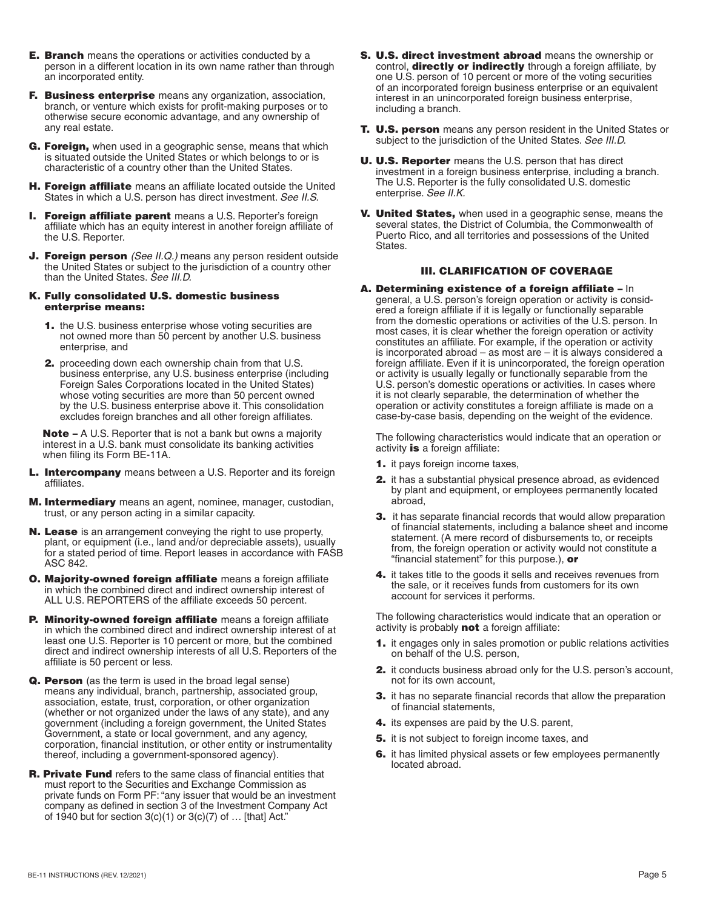**E. Branch** means the operations or activities conducted by a person in a different location in its own name rather than through an incorporated entity.

**F. Business enterprise** means any organization, association, branch, or venture which exists for profit-making purposes or to otherwise secure economic advantage, and any ownership of any real estate.

**G. Foreign,** when used in a geographic sense, means that which is situated outside the United States or which belongs to or is characteristic of a country other than the United States.

**H. Foreign affiliate** means an affiliate located outside the United States in which a U.S. person has direct investment. *See II.S.*

**I. Foreign affiliate parent** means a U.S. Reporter's foreign affiliate which has an equity interest in another foreign affiliate of the U.S. Reporter.

**J. Foreign person** *(See II.Q.)* means any person resident outside the United States or subject to the jurisdiction of a country other than the United States. *See III.D.*

**K. Fully consolidated U.S. domestic business enterprise means:**

1. the U.S. business enterprise whose voting securities are not owned more than 50 percent by another U.S. business enterprise, and
2. proceeding down each ownership chain from that U.S. business enterprise, any U.S. business enterprise (including Foreign Sales Corporations located in the United States) whose voting securities are more than 50 percent owned by the U.S. business enterprise above it. This consolidation excludes foreign branches and all other foreign affiliates.

**Note –** A U.S. Reporter that is not a bank but owns a majority interest in a U.S. bank must consolidate its banking activities when filing its Form BE-11A.

**L. Intercompany** means between a U.S. Reporter and its foreign affiliates.

**M. Intermediary** means an agent, nominee, manager, custodian, trust, or any person acting in a similar capacity.

**N. Lease** is an arrangement conveying the right to use property, plant, or equipment (i.e., land and/or depreciable assets), usually for a stated period of time. Report leases in accordance with FASB ASC 842.

**O. Majority-owned foreign affiliate** means a foreign affiliate in which the combined direct and indirect ownership interest of ALL U.S. REPORTERS of the affiliate exceeds 50 percent.

**P. Minority-owned foreign affiliate** means a foreign affiliate in which the combined direct and indirect ownership interest of at least one U.S. Reporter is 10 percent or more, but the combined direct and indirect ownership interests of all U.S. Reporters of the affiliate is 50 percent or less.

**Q. Person** (as the term is used in the broad legal sense) means any individual, branch, partnership, associated group, association, estate, trust, corporation, or other organization (whether or not organized under the laws of any state), and any government (including a foreign government, the United States Government, a state or local government, and any agency, corporation, financial institution, or other entity or instrumentality thereof, including a government-sponsored agency).

**R. Private Fund** refers to the same class of financial entities that must report to the Securities and Exchange Commission as private funds on Form PF: "any issuer that would be an investment company as defined in section 3 of the Investment Company Act of 1940 but for section 3(c)(1) or 3(c)(7) of … [that] Act."

**S. U.S. direct investment abroad** means the ownership or control, **directly or indirectly** through a foreign affiliate, by one U.S. person of 10 percent or more of the voting securities of an incorporated foreign business enterprise or an equivalent interest in an unincorporated foreign business enterprise, including a branch.

**T. U.S. person** means any person resident in the United States or subject to the jurisdiction of the United States. *See III.D.*

**U. U.S. Reporter** means the U.S. person that has direct investment in a foreign business enterprise, including a branch. The U.S. Reporter is the fully consolidated U.S. domestic enterprise. *See II.K.*

**V. United States,** when used in a geographic sense, means the several states, the District of Columbia, the Commonwealth of Puerto Rico, and all territories and possessions of the United States.

## III. CLARIFICATION OF COVERAGE

**A. Determining existence of a foreign affiliate –** In general, a U.S. person's foreign operation or activity is considered a foreign affiliate if it is legally or functionally separable from the domestic operations or activities of the U.S. person. In most cases, it is clear whether the foreign operation or activity constitutes an affiliate. For example, if the operation or activity is incorporated abroad – as most are – it is always considered a foreign affiliate. Even if it is unincorporated, the foreign operation or activity is usually legally or functionally separable from the U.S. person's domestic operations or activities. In cases where it is not clearly separable, the determination of whether the operation or activity constitutes a foreign affiliate is made on a case-by-case basis, depending on the weight of the evidence.

The following characteristics would indicate that an operation or activity **is** a foreign affiliate:

1. it pays foreign income taxes,
2. it has a substantial physical presence abroad, as evidenced by plant and equipment, or employees permanently located abroad,
3. it has separate financial records that would allow preparation of financial statements, including a balance sheet and income statement. (A mere record of disbursements to, or receipts from, the foreign operation or activity would not constitute a "financial statement" for this purpose.), **or**
4. it takes title to the goods it sells and receives revenues from the sale, or it receives funds from customers for its own account for services it performs.

The following characteristics would indicate that an operation or activity is probably **not** a foreign affiliate:

1. it engages only in sales promotion or public relations activities on behalf of the U.S. person,
2. it conducts business abroad only for the U.S. person's account, not for its own account,
3. it has no separate financial records that allow the preparation of financial statements,
4. its expenses are paid by the U.S. parent,
5. it is not subject to foreign income taxes, and
6. it has limited physical assets or few employees permanently located abroad.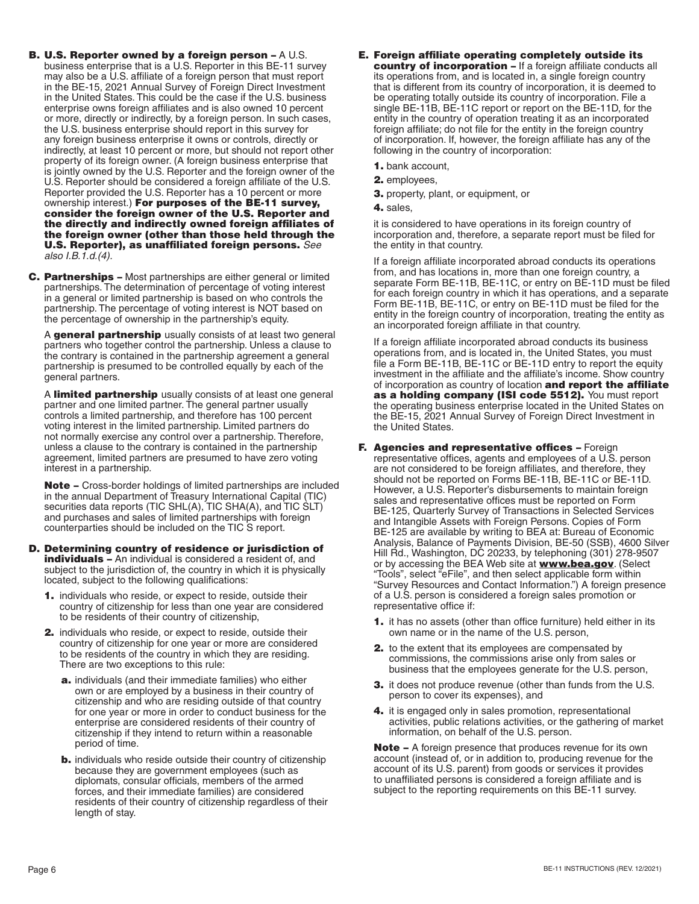**B. U.S. Reporter owned by a foreign person –** A U.S. business enterprise that is a U.S. Reporter in this BE-11 survey may also be a U.S. affiliate of a foreign person that must report in the BE-15, 2021 Annual Survey of Foreign Direct Investment in the United States. This could be the case if the U.S. business enterprise owns foreign affiliates and is also owned 10 percent or more, directly or indirectly, by a foreign person. In such cases, the U.S. business enterprise should report in this survey for any foreign business enterprise it owns or controls, directly or indirectly, at least 10 percent or more, but should not report other property of its foreign owner. (A foreign business enterprise that is jointly owned by the U.S. Reporter and the foreign owner of the U.S. Reporter should be considered a foreign affiliate of the U.S. Reporter provided the U.S. Reporter has a 10 percent or more ownership interest.) **For purposes of the BE-11 survey, consider the foreign owner of the U.S. Reporter and the directly and indirectly owned foreign affiliates of the foreign owner (other than those held through the U.S. Reporter), as unaffiliated foreign persons.** *See also I.B.1.d.(4).*

**C. Partnerships –** Most partnerships are either general or limited partnerships. The determination of percentage of voting interest in a general or limited partnership is based on who controls the partnership. The percentage of voting interest is NOT based on the percentage of ownership in the partnership's equity.

A **general partnership** usually consists of at least two general partners who together control the partnership. Unless a clause to the contrary is contained in the partnership agreement a general partnership is presumed to be controlled equally by each of the general partners.

A **limited partnership** usually consists of at least one general partner and one limited partner. The general partner usually controls a limited partnership, and therefore has 100 percent voting interest in the limited partnership. Limited partners do not normally exercise any control over a partnership. Therefore, unless a clause to the contrary is contained in the partnership agreement, limited partners are presumed to have zero voting interest in a partnership.

**Note –** Cross-border holdings of limited partnerships are included in the annual Department of Treasury International Capital (TIC) securities data reports (TIC SHL(A), TIC SHA(A), and TIC SLT) and purchases and sales of limited partnerships with foreign counterparties should be included on the TIC S report.

**D. Determining country of residence or jurisdiction of individuals –** An individual is considered a resident of, and subject to the jurisdiction of, the country in which it is physically located, subject to the following qualifications:

1. individuals who reside, or expect to reside, outside their country of citizenship for less than one year are considered to be residents of their country of citizenship,
2. individuals who reside, or expect to reside, outside their country of citizenship for one year or more are considered to be residents of the country in which they are residing. There are two exceptions to this rule:
   a. individuals (and their immediate families) who either own or are employed by a business in their country of citizenship and who are residing outside of that country for one year or more in order to conduct business for the enterprise are considered residents of their country of citizenship if they intend to return within a reasonable period of time.
   b. individuals who reside outside their country of citizenship because they are government employees (such as diplomats, consular officials, members of the armed forces, and their immediate families) are considered residents of their country of citizenship regardless of their length of stay.

**E. Foreign affiliate operating completely outside its country of incorporation –** If a foreign affiliate conducts all its operations from, and is located in, a single foreign country that is different from its country of incorporation, it is deemed to be operating totally outside its country of incorporation. File a single BE-11B, BE-11C report or report on the BE-11D, for the entity in the country of operation treating it as an incorporated foreign affiliate; do not file for the entity in the foreign country of incorporation. If, however, the foreign affiliate has any of the following in the country of incorporation:

1. bank account,
2. employees,
3. property, plant, or equipment, or
4. sales,

it is considered to have operations in its foreign country of incorporation and, therefore, a separate report must be filed for the entity in that country.

If a foreign affiliate incorporated abroad conducts its operations from, and has locations in, more than one foreign country, a separate Form BE-11B, BE-11C, or entry on BE-11D must be filed for each foreign country in which it has operations, and a separate Form BE-11B, BE-11C, or entry on BE-11D must be filed for the entity in the foreign country of incorporation, treating the entity as an incorporated foreign affiliate in that country.

If a foreign affiliate incorporated abroad conducts its business operations from, and is located in, the United States, you must file a Form BE-11B, BE-11C or BE-11D entry to report the equity investment in the affiliate and the affiliate's income. Show country of incorporation as country of location **and report the affiliate as a holding company (ISI code 5512).** You must report the operating business enterprise located in the United States on the BE-15, 2021 Annual Survey of Foreign Direct Investment in the United States.

**F. Agencies and representative offices –** Foreign representative offices, agents and employees of a U.S. person are not considered to be foreign affiliates, and therefore, they should not be reported on Forms BE-11B, BE-11C or BE-11D. However, a U.S. Reporter's disbursements to maintain foreign sales and representative offices must be reported on Form BE-125, Quarterly Survey of Transactions in Selected Services and Intangible Assets with Foreign Persons. Copies of Form BE-125 are available by writing to BEA at: Bureau of Economic Analysis, Balance of Payments Division, BE-50 (SSB), 4600 Silver Hill Rd., Washington, DC 20233, by telephoning (301) 278-9507 or by accessing the BEA Web site at **www.bea.gov**. (Select "Tools", select "eFile", and then select applicable form within "Survey Resources and Contact Information.") A foreign presence of a U.S. person is considered a foreign sales promotion or representative office if:

1. it has no assets (other than office furniture) held either in its own name or in the name of the U.S. person,
2. to the extent that its employees are compensated by commissions, the commissions arise only from sales or business that the employees generate for the U.S. person,
3. it does not produce revenue (other than funds from the U.S. person to cover its expenses), and
4. it is engaged only in sales promotion, representational activities, public relations activities, or the gathering of market information, on behalf of the U.S. person.

**Note –** A foreign presence that produces revenue for its own account (instead of, or in addition to, producing revenue for the account of its U.S. parent) from goods or services it provides to unaffiliated persons is considered a foreign affiliate and is subject to the reporting requirements on this BE-11 survey.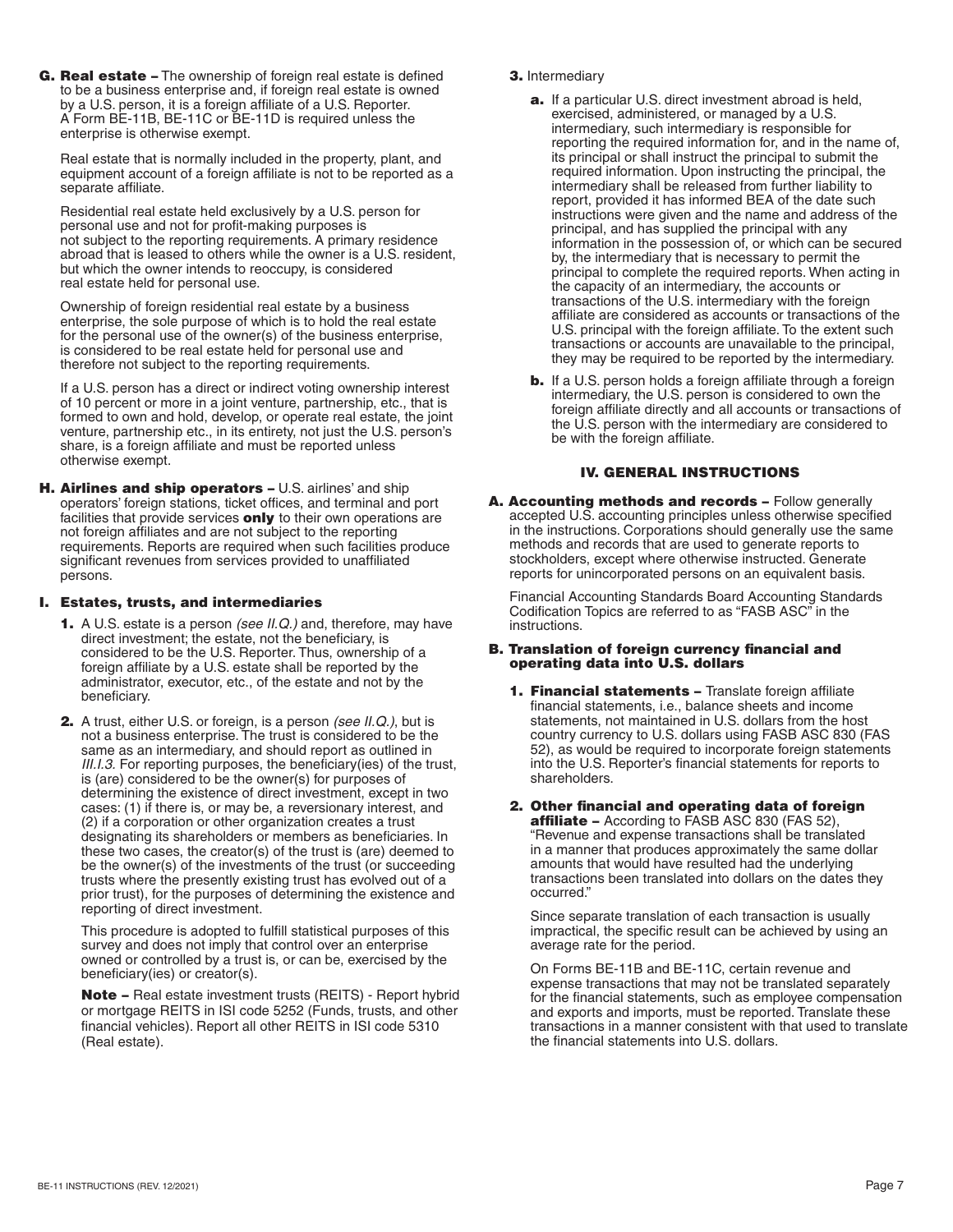**G. Real estate –** The ownership of foreign real estate is defined to be a business enterprise and, if foreign real estate is owned by a U.S. person, it is a foreign affiliate of a U.S. Reporter. A Form BE-11B, BE-11C or BE-11D is required unless the enterprise is otherwise exempt.

Real estate that is normally included in the property, plant, and equipment account of a foreign affiliate is not to be reported as a separate affiliate.

Residential real estate held exclusively by a U.S. person for personal use and not for profit-making purposes is not subject to the reporting requirements. A primary residence abroad that is leased to others while the owner is a U.S. resident, but which the owner intends to reoccupy, is considered real estate held for personal use.

Ownership of foreign residential real estate by a business enterprise, the sole purpose of which is to hold the real estate for the personal use of the owner(s) of the business enterprise, is considered to be real estate held for personal use and therefore not subject to the reporting requirements.

If a U.S. person has a direct or indirect voting ownership interest of 10 percent or more in a joint venture, partnership, etc., that is formed to own and hold, develop, or operate real estate, the joint venture, partnership etc., in its entirety, not just the U.S. person's share, is a foreign affiliate and must be reported unless otherwise exempt.

**H. Airlines and ship operators –** U.S. airlines' and ship operators' foreign stations, ticket offices, and terminal and port facilities that provide services **only** to their own operations are not foreign affiliates and are not subject to the reporting requirements. Reports are required when such facilities produce significant revenues from services provided to unaffiliated persons.

### I. Estates, trusts, and intermediaries

**1.** A U.S. estate is a person *(see II.Q.)* and, therefore, may have direct investment; the estate, not the beneficiary, is considered to be the U.S. Reporter. Thus, ownership of a foreign affiliate by a U.S. estate shall be reported by the administrator, executor, etc., of the estate and not by the beneficiary.

**2.** A trust, either U.S. or foreign, is a person *(see II.Q.)*, but is not a business enterprise. The trust is considered to be the same as an intermediary, and should report as outlined in *III.I.3.* For reporting purposes, the beneficiary(ies) of the trust, is (are) considered to be the owner(s) for purposes of determining the existence of direct investment, except in two cases: (1) if there is, or may be, a reversionary interest, and (2) if a corporation or other organization creates a trust designating its shareholders or members as beneficiaries. In these two cases, the creator(s) of the trust is (are) deemed to be the owner(s) of the investments of the trust (or succeeding trusts where the presently existing trust has evolved out of a prior trust), for the purposes of determining the existence and reporting of direct investment.

This procedure is adopted to fulfill statistical purposes of this survey and does not imply that control over an enterprise owned or controlled by a trust is, or can be, exercised by the beneficiary(ies) or creator(s).

**Note –** Real estate investment trusts (REITS) - Report hybrid or mortgage REITS in ISI code 5252 (Funds, trusts, and other financial vehicles). Report all other REITS in ISI code 5310 (Real estate).

**3.** Intermediary

**a.** If a particular U.S. direct investment abroad is held, exercised, administered, or managed by a U.S. intermediary, such intermediary is responsible for reporting the required information for, and in the name of, its principal or shall instruct the principal to submit the required information. Upon instructing the principal, the intermediary shall be released from further liability to report, provided it has informed BEA of the date such instructions were given and the name and address of the principal, and has supplied the principal with any information in the possession of, or which can be secured by, the intermediary that is necessary to permit the principal to complete the required reports. When acting in the capacity of an intermediary, the accounts or transactions of the U.S. intermediary with the foreign affiliate are considered as accounts or transactions of the U.S. principal with the foreign affiliate. To the extent such transactions or accounts are unavailable to the principal, they may be required to be reported by the intermediary.

**b.** If a U.S. person holds a foreign affiliate through a foreign intermediary, the U.S. person is considered to own the foreign affiliate directly and all accounts or transactions of the U.S. person with the intermediary are considered to be with the foreign affiliate.

## IV. GENERAL INSTRUCTIONS

**A. Accounting methods and records –** Follow generally accepted U.S. accounting principles unless otherwise specified in the instructions. Corporations should generally use the same methods and records that are used to generate reports to stockholders, except where otherwise instructed. Generate reports for unincorporated persons on an equivalent basis.

Financial Accounting Standards Board Accounting Standards Codification Topics are referred to as "FASB ASC" in the instructions.

### B. Translation of foreign currency financial and operating data into U.S. dollars

**1. Financial statements –** Translate foreign affiliate financial statements, i.e., balance sheets and income statements, not maintained in U.S. dollars from the host country currency to U.S. dollars using FASB ASC 830 (FAS 52), as would be required to incorporate foreign statements into the U.S. Reporter's financial statements for reports to shareholders.

**2. Other financial and operating data of foreign affiliate –** According to FASB ASC 830 (FAS 52), "Revenue and expense transactions shall be translated in a manner that produces approximately the same dollar amounts that would have resulted had the underlying transactions been translated into dollars on the dates they occurred."

Since separate translation of each transaction is usually impractical, the specific result can be achieved by using an average rate for the period.

On Forms BE-11B and BE-11C, certain revenue and expense transactions that may not be translated separately for the financial statements, such as employee compensation and exports and imports, must be reported. Translate these transactions in a manner consistent with that used to translate the financial statements into U.S. dollars.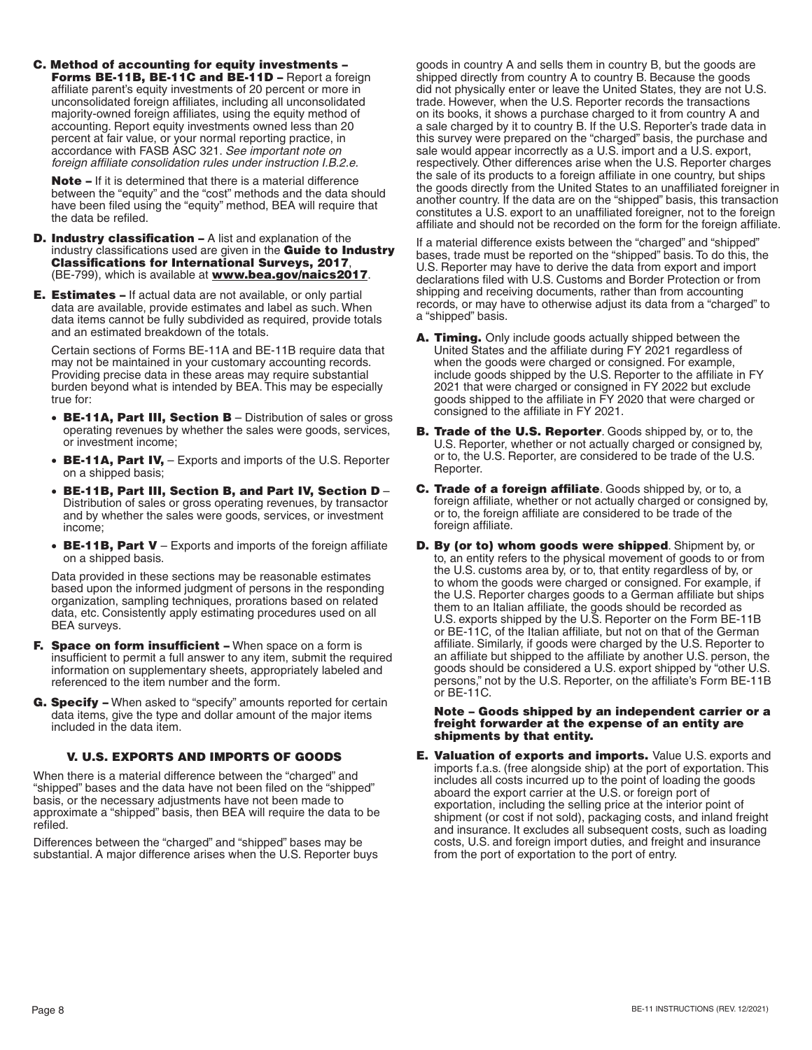**C. Method of accounting for equity investments – Forms BE-11B, BE-11C and BE-11D –** Report a foreign affiliate parent's equity investments of 20 percent or more in unconsolidated foreign affiliates, including all unconsolidated majority-owned foreign affiliates, using the equity method of accounting. Report equity investments owned less than 20 percent at fair value, or your normal reporting practice, in accordance with FASB ASC 321. *See important note on foreign affiliate consolidation rules under instruction I.B.2.e.*

**Note –** If it is determined that there is a material difference between the "equity" and the "cost" methods and the data should have been filed using the "equity" method, BEA will require that the data be refiled.

**D. Industry classification –** A list and explanation of the industry classifications used are given in the **Guide to Industry Classifications for International Surveys, 2017**, (BE-799), which is available at **www.bea.gov/naics2017**.

**E. Estimates –** If actual data are not available, or only partial data are available, provide estimates and label as such. When data items cannot be fully subdivided as required, provide totals and an estimated breakdown of the totals.

Certain sections of Forms BE-11A and BE-11B require data that may not be maintained in your customary accounting records. Providing precise data in these areas may require substantial burden beyond what is intended by BEA. This may be especially true for:

- **BE-11A, Part III, Section B** – Distribution of sales or gross operating revenues by whether the sales were goods, services, or investment income;
- **BE-11A, Part IV,** – Exports and imports of the U.S. Reporter on a shipped basis;
- **BE-11B, Part III, Section B, and Part IV, Section D** – Distribution of sales or gross operating revenues, by transactor and by whether the sales were goods, services, or investment income;
- **BE-11B, Part V** – Exports and imports of the foreign affiliate on a shipped basis.

Data provided in these sections may be reasonable estimates based upon the informed judgment of persons in the responding organization, sampling techniques, prorations based on related data, etc. Consistently apply estimating procedures used on all BEA surveys.

**F. Space on form insufficient –** When space on a form is insufficient to permit a full answer to any item, submit the required information on supplementary sheets, appropriately labeled and referenced to the item number and the form.

**G. Specify –** When asked to "specify" amounts reported for certain data items, give the type and dollar amount of the major items included in the data item.

## V. U.S. EXPORTS AND IMPORTS OF GOODS

When there is a material difference between the "charged" and "shipped" bases and the data have not been filed on the "shipped" basis, or the necessary adjustments have not been made to approximate a "shipped" basis, then BEA will require the data to be refiled.

Differences between the "charged" and "shipped" bases may be substantial. A major difference arises when the U.S. Reporter buys goods in country A and sells them in country B, but the goods are shipped directly from country A to country B. Because the goods did not physically enter or leave the United States, they are not U.S. trade. However, when the U.S. Reporter records the transactions on its books, it shows a purchase charged to it from country A and a sale charged by it to country B. If the U.S. Reporter's trade data in this survey were prepared on the "charged" basis, the purchase and sale would appear incorrectly as a U.S. import and a U.S. export, respectively. Other differences arise when the U.S. Reporter charges the sale of its products to a foreign affiliate in one country, but ships the goods directly from the United States to an unaffiliated foreigner in another country. If the data are on the "shipped" basis, this transaction constitutes a U.S. export to an unaffiliated foreigner, not to the foreign affiliate and should not be recorded on the form for the foreign affiliate.

If a material difference exists between the "charged" and "shipped" bases, trade must be reported on the "shipped" basis. To do this, the U.S. Reporter may have to derive the data from export and import declarations filed with U.S. Customs and Border Protection or from shipping and receiving documents, rather than from accounting records, or may have to otherwise adjust its data from a "charged" to a "shipped" basis.

**A. Timing.** Only include goods actually shipped between the United States and the affiliate during FY 2021 regardless of when the goods were charged or consigned. For example, include goods shipped by the U.S. Reporter to the affiliate in FY 2021 that were charged or consigned in FY 2022 but exclude goods shipped to the affiliate in FY 2020 that were charged or consigned to the affiliate in FY 2021.

**B. Trade of the U.S. Reporter**. Goods shipped by, or to, the U.S. Reporter, whether or not actually charged or consigned by, or to, the U.S. Reporter, are considered to be trade of the U.S. Reporter.

**C. Trade of a foreign affiliate**. Goods shipped by, or to, a foreign affiliate, whether or not actually charged or consigned by, or to, the foreign affiliate are considered to be trade of the foreign affiliate.

**D. By (or to) whom goods were shipped**. Shipment by, or to, an entity refers to the physical movement of goods to or from the U.S. customs area by, or to, that entity regardless of by, or to whom the goods were charged or consigned. For example, if the U.S. Reporter charges goods to a German affiliate but ships them to an Italian affiliate, the goods should be recorded as U.S. exports shipped by the U.S. Reporter on the Form BE-11B or BE-11C, of the Italian affiliate, but not on that of the German affiliate. Similarly, if goods were charged by the U.S. Reporter to an affiliate but shipped to the affiliate by another U.S. person, the goods should be considered a U.S. export shipped by "other U.S. persons," not by the U.S. Reporter, on the affiliate's Form BE-11B or BE-11C.

**Note – Goods shipped by an independent carrier or a freight forwarder at the expense of an entity are shipments by that entity.**

**E. Valuation of exports and imports.** Value U.S. exports and imports f.a.s. (free alongside ship) at the port of exportation. This includes all costs incurred up to the point of loading the goods aboard the export carrier at the U.S. or foreign port of exportation, including the selling price at the interior point of shipment (or cost if not sold), packaging costs, and inland freight and insurance. It excludes all subsequent costs, such as loading costs, U.S. and foreign import duties, and freight and insurance from the port of exportation to the port of entry.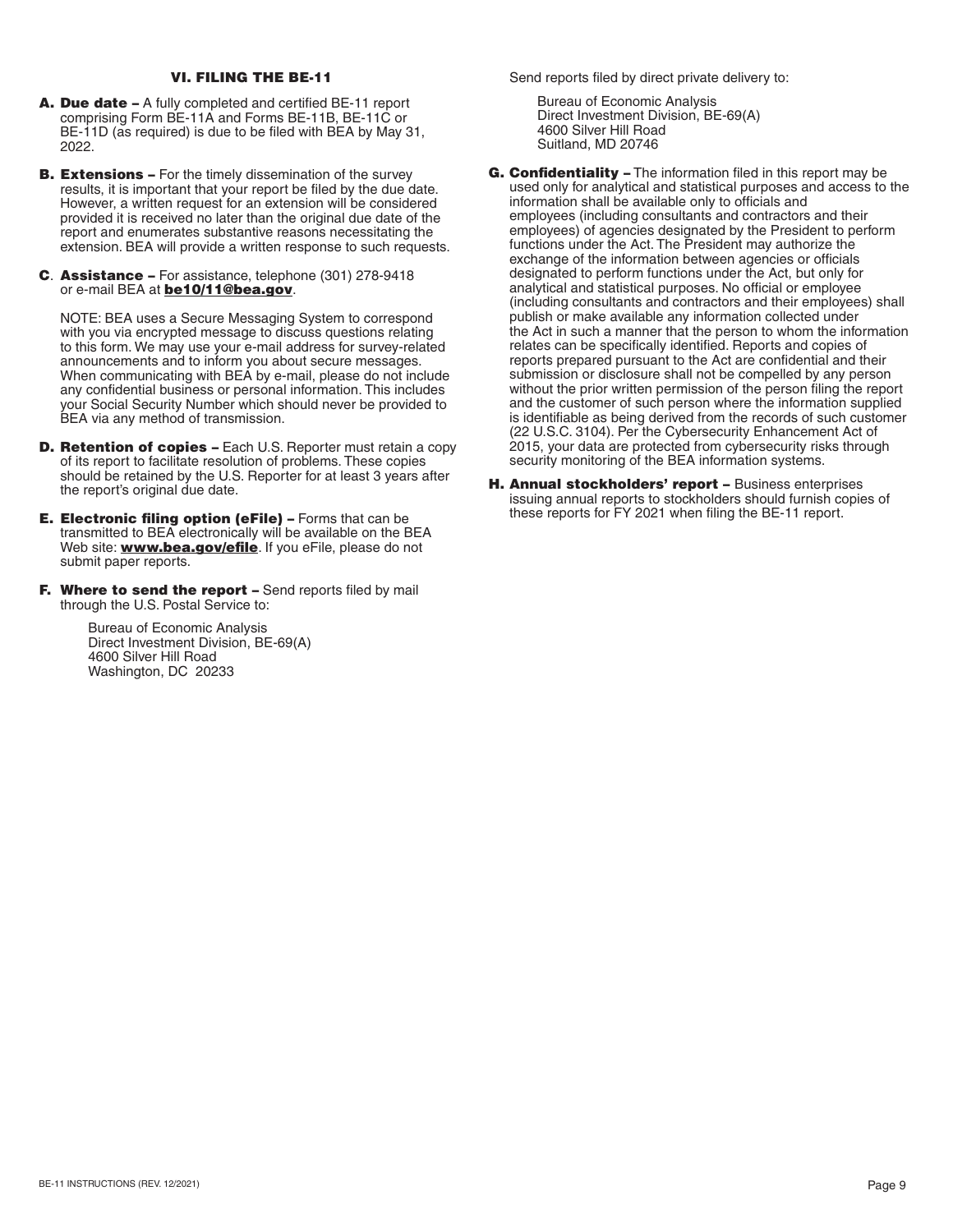## VI. FILING THE BE-11

**A. Due date –** A fully completed and certified BE-11 report comprising Form BE-11A and Forms BE-11B, BE-11C or BE-11D (as required) is due to be filed with BEA by May 31, 2022.

**B. Extensions –** For the timely dissemination of the survey results, it is important that your report be filed by the due date. However, a written request for an extension will be considered provided it is received no later than the original due date of the report and enumerates substantive reasons necessitating the extension. BEA will provide a written response to such requests.

**C. Assistance –** For assistance, telephone (301) 278-9418 or e-mail BEA at **be10/11@bea.gov**.

NOTE: BEA uses a Secure Messaging System to correspond with you via encrypted message to discuss questions relating to this form. We may use your e-mail address for survey-related announcements and to inform you about secure messages. When communicating with BEA by e-mail, please do not include any confidential business or personal information. This includes your Social Security Number which should never be provided to BEA via any method of transmission.

**D. Retention of copies –** Each U.S. Reporter must retain a copy of its report to facilitate resolution of problems. These copies should be retained by the U.S. Reporter for at least 3 years after the report's original due date.

**E. Electronic filing option (eFile) –** Forms that can be transmitted to BEA electronically will be available on the BEA Web site: **www.bea.gov/efile**. If you eFile, please do not submit paper reports.

**F. Where to send the report –** Send reports filed by mail through the U.S. Postal Service to:

Bureau of Economic Analysis
Direct Investment Division, BE-69(A)
4600 Silver Hill Road
Washington, DC 20233

Send reports filed by direct private delivery to:

Bureau of Economic Analysis
Direct Investment Division, BE-69(A)
4600 Silver Hill Road
Suitland, MD 20746

**G. Confidentiality –** The information filed in this report may be used only for analytical and statistical purposes and access to the information shall be available only to officials and employees (including consultants and contractors and their employees) of agencies designated by the President to perform functions under the Act. The President may authorize the exchange of the information between agencies or officials designated to perform functions under the Act, but only for analytical and statistical purposes. No official or employee (including consultants and contractors and their employees) shall publish or make available any information collected under the Act in such a manner that the person to whom the information relates can be specifically identified. Reports and copies of reports prepared pursuant to the Act are confidential and their submission or disclosure shall not be compelled by any person without the prior written permission of the person filing the report and the customer of such person where the information supplied is identifiable as being derived from the records of such customer (22 U.S.C. 3104). Per the Cybersecurity Enhancement Act of 2015, your data are protected from cybersecurity risks through security monitoring of the BEA information systems.

**H. Annual stockholders' report –** Business enterprises issuing annual reports to stockholders should furnish copies of these reports for FY 2021 when filing the BE-11 report.